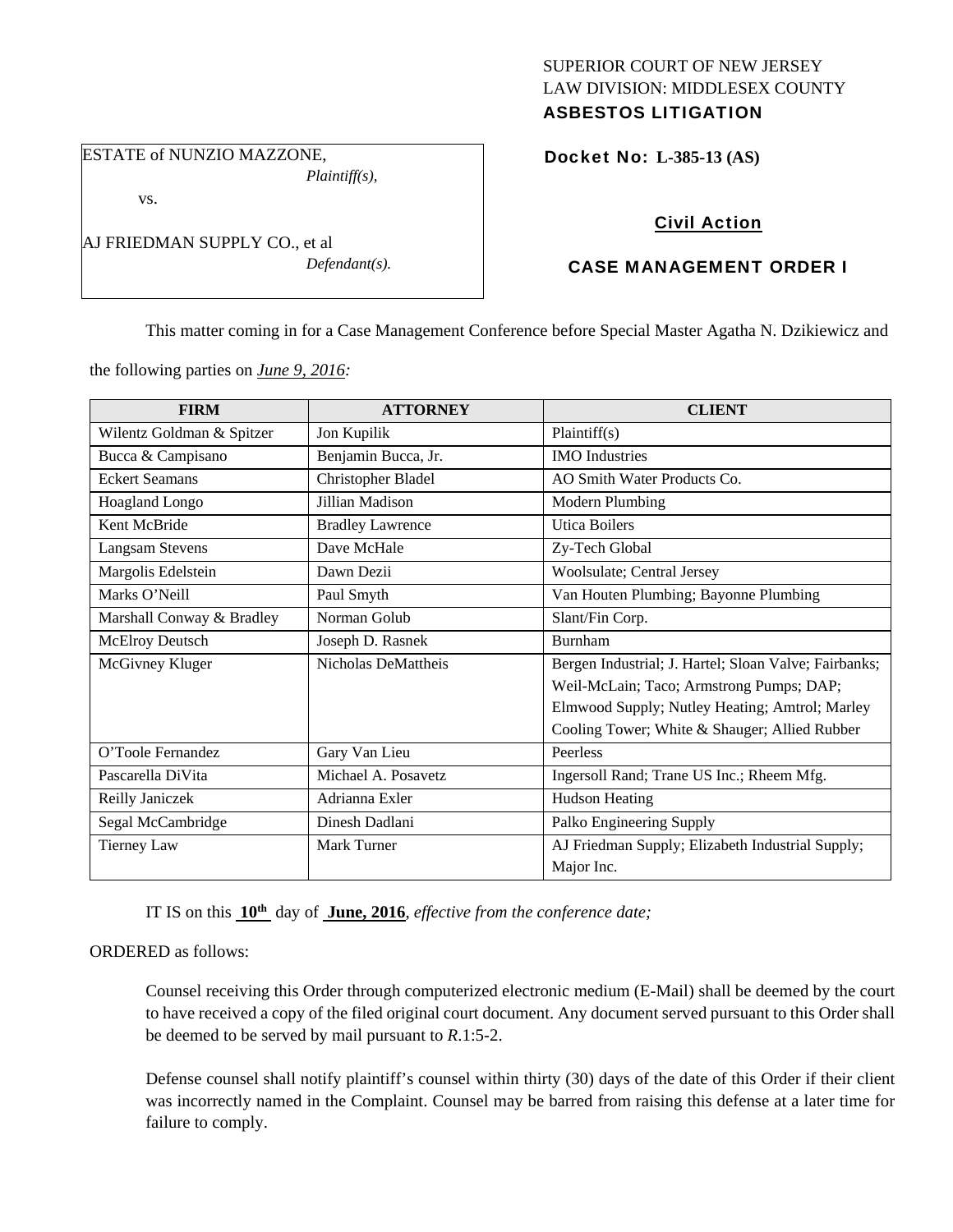SUPERIOR COURT OF NEW JERSEY
LAW DIVISION: MIDDLESEX COUNTY
**ASBESTOS LITIGATION**

ESTATE of NUNZIO MAZZONE,
*Plaintiff(s),*

vs.

AJ FRIEDMAN SUPPLY CO., et al
*Defendant(s).*

**Docket No: L-385-13 (AS)**

**Civil Action**

**CASE MANAGEMENT ORDER I**

This matter coming in for a Case Management Conference before Special Master Agatha N. Dzikiewicz and the following parties on *June 9, 2016:*

| FIRM | ATTORNEY | CLIENT |
|---|---|---|
| Wilentz Goldman & Spitzer | Jon Kupilik | Plaintiff(s) |
| Bucca & Campisano | Benjamin Bucca, Jr. | IMO Industries |
| Eckert Seamans | Christopher Bladel | AO Smith Water Products Co. |
| Hoagland Longo | Jillian Madison | Modern Plumbing |
| Kent McBride | Bradley Lawrence | Utica Boilers |
| Langsam Stevens | Dave McHale | Zy-Tech Global |
| Margolis Edelstein | Dawn Dezii | Woolsulate; Central Jersey |
| Marks O'Neill | Paul Smyth | Van Houten Plumbing; Bayonne Plumbing |
| Marshall Conway & Bradley | Norman Golub | Slant/Fin Corp. |
| McElroy Deutsch | Joseph D. Rasnek | Burnham |
| McGivney Kluger | Nicholas DeMattheis | Bergen Industrial; J. Hartel; Sloan Valve; Fairbanks; Weil-McLain; Taco; Armstrong Pumps; DAP; Elmwood Supply; Nutley Heating; Amtrol; Marley Cooling Tower; White & Shauger; Allied Rubber |
| O'Toole Fernandez | Gary Van Lieu | Peerless |
| Pascarella DiVita | Michael A. Posavetz | Ingersoll Rand; Trane US Inc.; Rheem Mfg. |
| Reilly Janiczek | Adrianna Exler | Hudson Heating |
| Segal McCambridge | Dinesh Dadlani | Palko Engineering Supply |
| Tierney Law | Mark Turner | AJ Friedman Supply; Elizabeth Industrial Supply; Major Inc. |

IT IS on this **10th** day of **June, 2016**, *effective from the conference date;*

ORDERED as follows:

Counsel receiving this Order through computerized electronic medium (E-Mail) shall be deemed by the court to have received a copy of the filed original court document. Any document served pursuant to this Order shall be deemed to be served by mail pursuant to *R*.1:5-2.

Defense counsel shall notify plaintiff's counsel within thirty (30) days of the date of this Order if their client was incorrectly named in the Complaint. Counsel may be barred from raising this defense at a later time for failure to comply.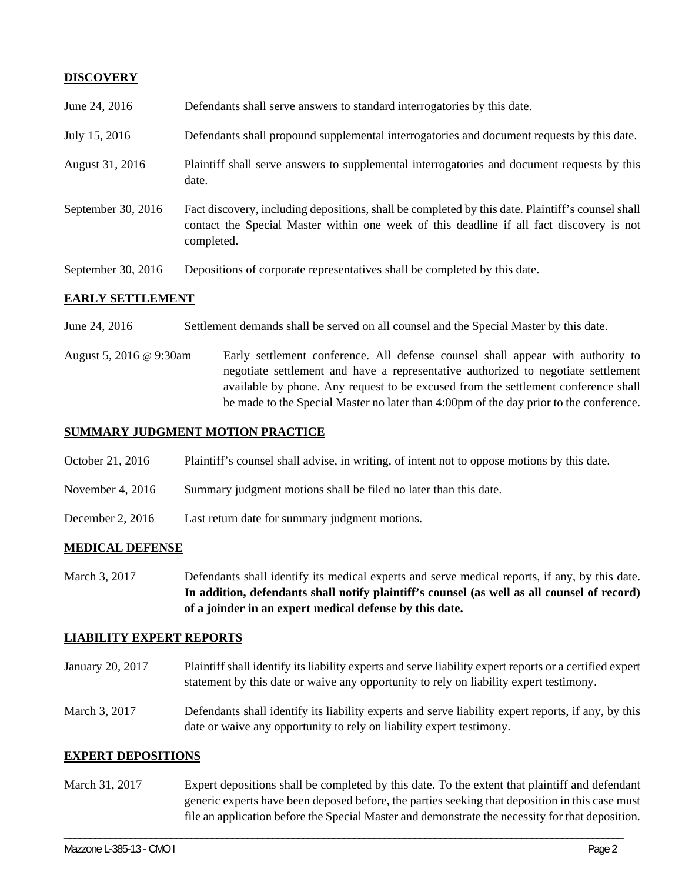## DISCOVERY

| | |
|---|---|
| June 24, 2016 | Defendants shall serve answers to standard interrogatories by this date. |
| July 15, 2016 | Defendants shall propound supplemental interrogatories and document requests by this date. |
| August 31, 2016 | Plaintiff shall serve answers to supplemental interrogatories and document requests by this date. |
| September 30, 2016 | Fact discovery, including depositions, shall be completed by this date. Plaintiff's counsel shall contact the Special Master within one week of this deadline if all fact discovery is not completed. |
| September 30, 2016 | Depositions of corporate representatives shall be completed by this date. |

## EARLY SETTLEMENT

| | |
|---|---|
| June 24, 2016 | Settlement demands shall be served on all counsel and the Special Master by this date. |
| August 5, 2016 @ 9:30am | Early settlement conference. All defense counsel shall appear with authority to negotiate settlement and have a representative authorized to negotiate settlement available by phone. Any request to be excused from the settlement conference shall be made to the Special Master no later than 4:00pm of the day prior to the conference. |

## SUMMARY JUDGMENT MOTION PRACTICE

| | |
|---|---|
| October 21, 2016 | Plaintiff's counsel shall advise, in writing, of intent not to oppose motions by this date. |
| November 4, 2016 | Summary judgment motions shall be filed no later than this date. |
| December 2, 2016 | Last return date for summary judgment motions. |

## MEDICAL DEFENSE

| | |
|---|---|
| March 3, 2017 | Defendants shall identify its medical experts and serve medical reports, if any, by this date. **In addition, defendants shall notify plaintiff's counsel (as well as all counsel of record) of a joinder in an expert medical defense by this date.** |

## LIABILITY EXPERT REPORTS

| | |
|---|---|
| January 20, 2017 | Plaintiff shall identify its liability experts and serve liability expert reports or a certified expert statement by this date or waive any opportunity to rely on liability expert testimony. |
| March 3, 2017 | Defendants shall identify its liability experts and serve liability expert reports, if any, by this date or waive any opportunity to rely on liability expert testimony. |

## EXPERT DEPOSITIONS

| | |
|---|---|
| March 31, 2017 | Expert depositions shall be completed by this date. To the extent that plaintiff and defendant generic experts have been deposed before, the parties seeking that deposition in this case must file an application before the Special Master and demonstrate the necessity for that deposition. |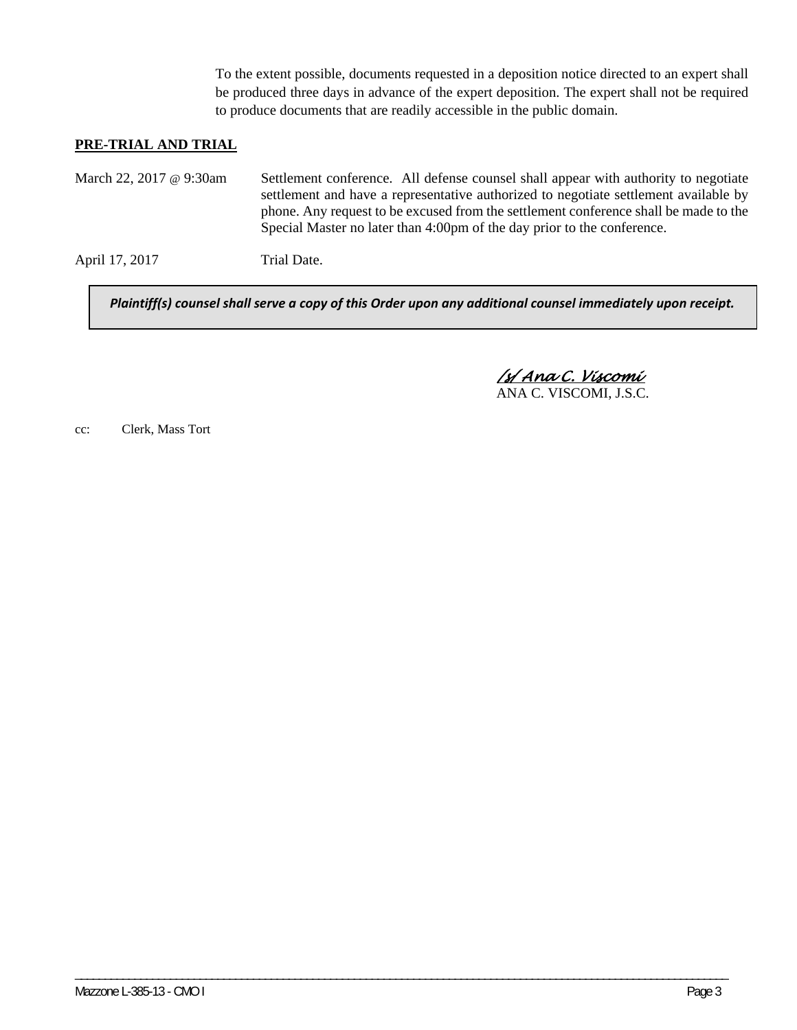To the extent possible, documents requested in a deposition notice directed to an expert shall be produced three days in advance of the expert deposition. The expert shall not be required to produce documents that are readily accessible in the public domain.

**PRE-TRIAL AND TRIAL**

| | |
|---|---|
| March 22, 2017 @ 9:30am | Settlement conference. All defense counsel shall appear with authority to negotiate settlement and have a representative authorized to negotiate settlement available by phone. Any request to be excused from the settlement conference shall be made to the Special Master no later than 4:00pm of the day prior to the conference. |
| April 17, 2017 | Trial Date. |

***Plaintiff(s) counsel shall serve a copy of this Order upon any additional counsel immediately upon receipt.***

*/s/ Ana C. Viscomi*
ANA C. VISCOMI, J.S.C.

cc: Clerk, Mass Tort